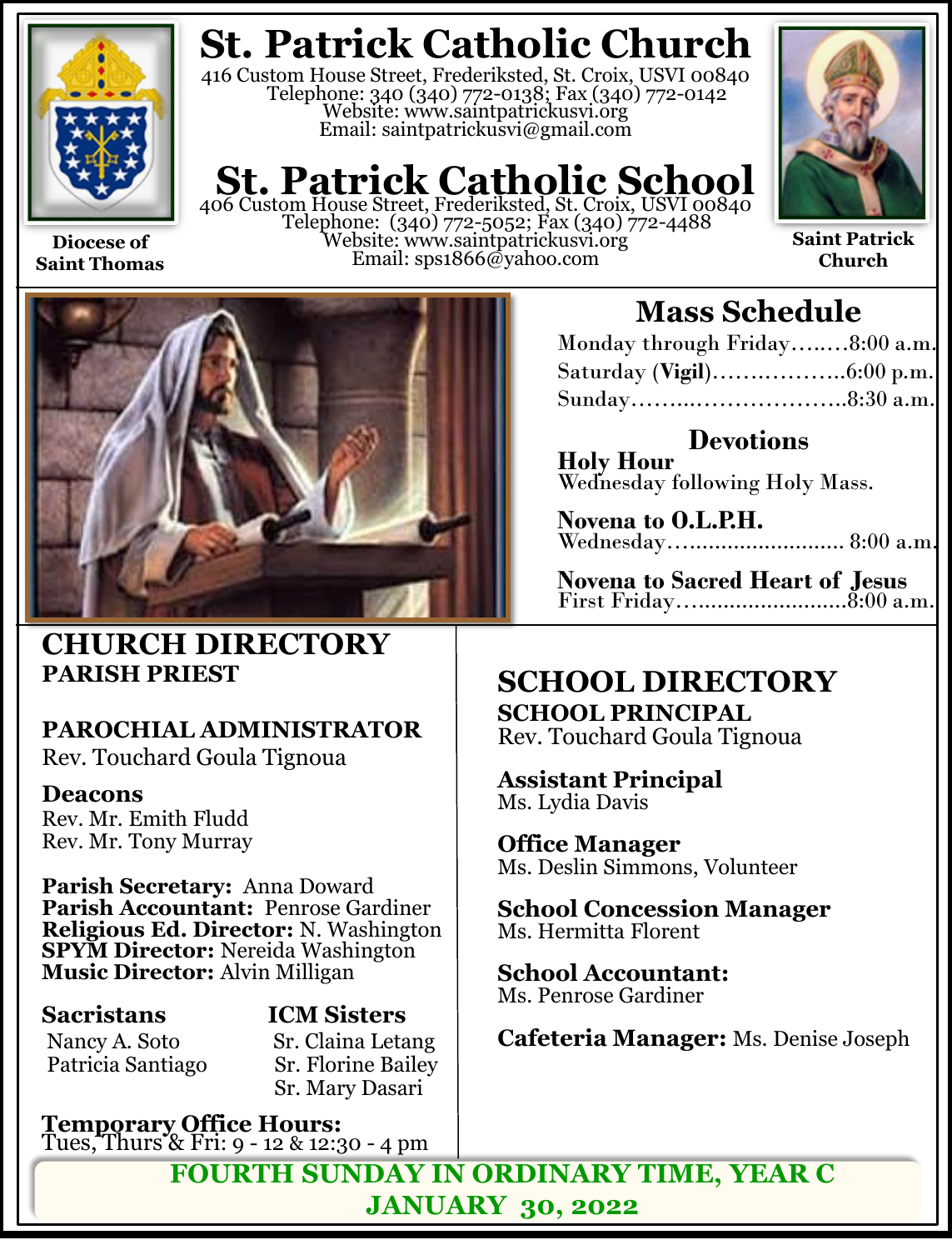Diocese of Saint Thomas

# St. Patrick Catholic Church

416 Custom House Street, Frederiksted, St. Croix, USVI 00840
Telephone: 340 (340) 772-0138; Fax (340) 772-0142
Website: www.saintpatrickusvi.org
Email: saintpatrickusvi@gmail.com

# St. Patrick Catholic School

406 Custom House Street, Frederiksted, St. Croix, USVI 00840
Telephone: (340) 772-5052; Fax (340) 772-4488
Website: www.saintpatrickusvi.org
Email: sps1866@yahoo.com

Saint Patrick Church

## Mass Schedule

Monday through Friday……..8:00 a.m.
Saturday (**Vigil**)……………..6:00 p.m.
Sunday……..………………..8:30 a.m.

### Devotions

**Holy Hour**
Wednesday following Holy Mass.

**Novena to O.L.P.H.**
Wednesday…........................ 8:00 a.m.

**Novena to Sacred Heart of Jesus**
First Friday…........................8:00 a.m.

## CHURCH DIRECTORY

**PARISH PRIEST**

**PAROCHIAL ADMINISTRATOR**
Rev. Touchard Goula Tignoua

**Deacons**
Rev. Mr. Emith Fludd
Rev. Mr. Tony Murray

**Parish Secretary:** Anna Doward
**Parish Accountant:** Penrose Gardiner
**Religious Ed. Director:** N. Washington
**SPYM Director:** Nereida Washington
**Music Director:** Alvin Milligan

**Sacristans**
Nancy A. Soto
Patricia Santiago

**ICM Sisters**
Sr. Claina Letang
Sr. Florine Bailey
Sr. Mary Dasari

**Temporary Office Hours:**
Tues, Thurs & Fri: 9 - 12 & 12:30 - 4 pm

## SCHOOL DIRECTORY

**SCHOOL PRINCIPAL**
Rev. Touchard Goula Tignoua

**Assistant Principal**
Ms. Lydia Davis

**Office Manager**
Ms. Deslin Simmons, Volunteer

**School Concession Manager**
Ms. Hermitta Florent

**School Accountant:**
Ms. Penrose Gardiner

**Cafeteria Manager:** Ms. Denise Joseph

**FOURTH SUNDAY IN ORDINARY TIME, YEAR C**
**JANUARY 30, 2022**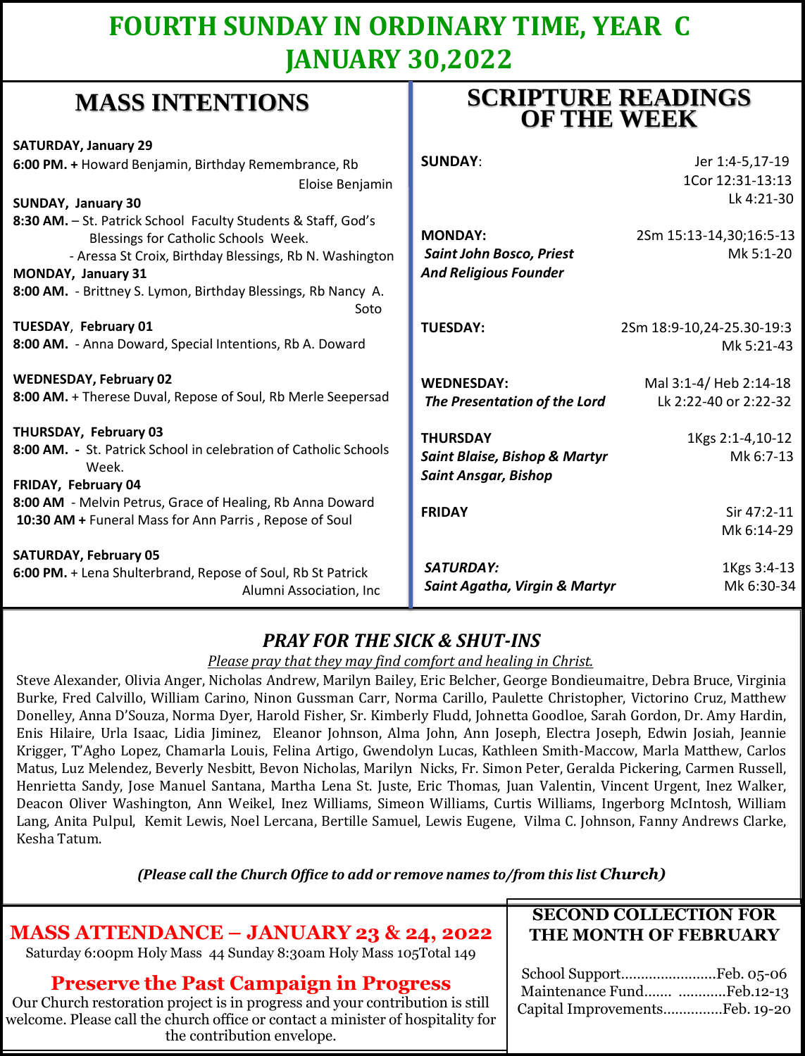# FOURTH SUNDAY IN ORDINARY TIME, YEAR C
# JANUARY 30,2022

## MASS INTENTIONS

**SATURDAY, January 29**
**6:00 PM. +** Howard Benjamin, Birthday Remembrance, Rb Eloise Benjamin

**SUNDAY, January 30**
**8:30 AM.** – St. Patrick School Faculty Students & Staff, God's Blessings for Catholic Schools Week.
- Aressa St Croix, Birthday Blessings, Rb N. Washington

**MONDAY, January 31**
**8:00 AM.** - Brittney S. Lymon, Birthday Blessings, Rb Nancy A. Soto

**TUESDAY, February 01**
**8:00 AM.** - Anna Doward, Special Intentions, Rb A. Doward

**WEDNESDAY, February 02**
**8:00 AM.** + Therese Duval, Repose of Soul, Rb Merle Seepersad

**THURSDAY, February 03**
**8:00 AM. -** St. Patrick School in celebration of Catholic Schools Week.

**FRIDAY, February 04**
**8:00 AM** - Melvin Petrus, Grace of Healing, Rb Anna Doward
**10:30 AM +** Funeral Mass for Ann Parris , Repose of Soul

**SATURDAY, February 05**
**6:00 PM.** + Lena Shulterbrand, Repose of Soul, Rb St Patrick Alumni Association, Inc

## SCRIPTURE READINGS OF THE WEEK

**SUNDAY**: Jer 1:4-5,17-19; 1Cor 12:31-13:13; Lk 4:21-30

**MONDAY:** *Saint John Bosco, Priest And Religious Founder* — 2Sm 15:13-14,30;16:5-13; Mk 5:1-20

**TUESDAY:** 2Sm 18:9-10,24-25.30-19:3; Mk 5:21-43

**WEDNESDAY:** *The Presentation of the Lord* — Mal 3:1-4/ Heb 2:14-18; Lk 2:22-40 or 2:22-32

**THURSDAY** *Saint Blaise, Bishop & Martyr; Saint Ansgar, Bishop* — 1Kgs 2:1-4,10-12; Mk 6:7-13

**FRIDAY** Sir 47:2-11; Mk 6:14-29

***SATURDAY:*** *Saint Agatha, Virgin & Martyr* — 1Kgs 3:4-13; Mk 6:30-34

## *PRAY FOR THE SICK & SHUT-INS*

*Please pray that they may find comfort and healing in Christ.*

Steve Alexander, Olivia Anger, Nicholas Andrew, Marilyn Bailey, Eric Belcher, George Bondieumaitre, Debra Bruce, Virginia Burke, Fred Calvillo, William Carino, Ninon Gussman Carr, Norma Carillo, Paulette Christopher, Victorino Cruz, Matthew Donelley, Anna D'Souza, Norma Dyer, Harold Fisher, Sr. Kimberly Fludd, Johnetta Goodloe, Sarah Gordon, Dr. Amy Hardin, Enis Hilaire, Urla Isaac, Lidia Jiminez, Eleanor Johnson, Alma John, Ann Joseph, Electra Joseph, Edwin Josiah, Jeannie Krigger, T'Agho Lopez, Chamarla Louis, Felina Artigo, Gwendolyn Lucas, Kathleen Smith-Maccow, Marla Matthew, Carlos Matus, Luz Melendez, Beverly Nesbitt, Bevon Nicholas, Marilyn Nicks, Fr. Simon Peter, Geralda Pickering, Carmen Russell, Henrietta Sandy, Jose Manuel Santana, Martha Lena St. Juste, Eric Thomas, Juan Valentin, Vincent Urgent, Inez Walker, Deacon Oliver Washington, Ann Weikel, Inez Williams, Simeon Williams, Curtis Williams, Ingerborg McIntosh, William Lang, Anita Pulpul, Kemit Lewis, Noel Lercana, Bertille Samuel, Lewis Eugene, Vilma C. Johnson, Fanny Andrews Clarke, Kesha Tatum.

***(Please call the Church Office to add or remove names to/from this list Church)***

## MASS ATTENDANCE – JANUARY 23 & 24, 2022

Saturday 6:00pm Holy Mass 44 Sunday 8:30am Holy Mass 105Total 149

## Preserve the Past Campaign in Progress

Our Church restoration project is in progress and your contribution is still welcome. Please call the church office or contact a minister of hospitality for the contribution envelope.

## SECOND COLLECTION FOR THE MONTH OF FEBRUARY

School Support........................Feb. 05-06
Maintenance Fund....... ............Feb.12-13
Capital Improvements...............Feb. 19-20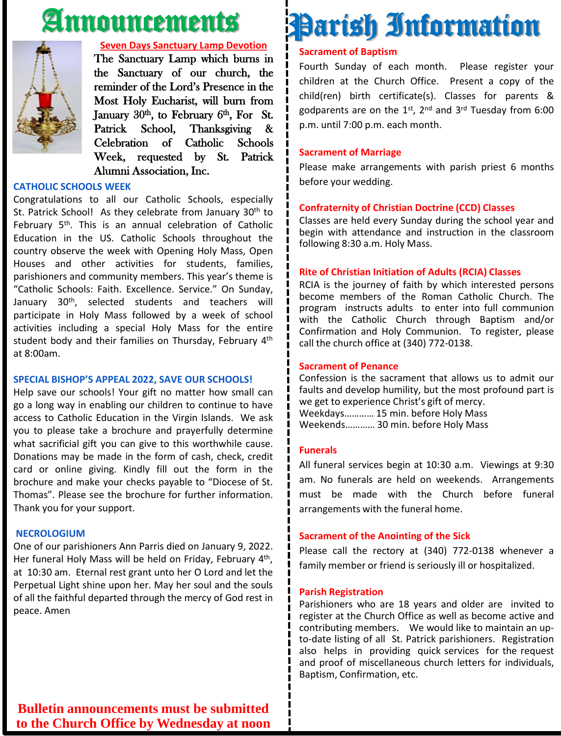# Announcements

**Seven Days Sanctuary Lamp Devotion**

The Sanctuary Lamp which burns in the Sanctuary of our church, the reminder of the Lord's Presence in the Most Holy Eucharist, will burn from January 30th, to February 6th, For St. Patrick School, Thanksgiving & Celebration of Catholic Schools Week, requested by St. Patrick Alumni Association, Inc.

### CATHOLIC SCHOOLS WEEK

Congratulations to all our Catholic Schools, especially St. Patrick School! As they celebrate from January 30th to February 5th. This is an annual celebration of Catholic Education in the US. Catholic Schools throughout the country observe the week with Opening Holy Mass, Open Houses and other activities for students, families, parishioners and community members. This year's theme is "Catholic Schools: Faith. Excellence. Service." On Sunday, January 30th, selected students and teachers will participate in Holy Mass followed by a week of school activities including a special Holy Mass for the entire student body and their families on Thursday, February 4th at 8:00am.

### SPECIAL BISHOP'S APPEAL 2022, SAVE OUR SCHOOLS!

Help save our schools! Your gift no matter how small can go a long way in enabling our children to continue to have access to Catholic Education in the Virgin Islands. We ask you to please take a brochure and prayerfully determine what sacrificial gift you can give to this worthwhile cause. Donations may be made in the form of cash, check, credit card or online giving. Kindly fill out the form in the brochure and make your checks payable to "Diocese of St. Thomas". Please see the brochure for further information. Thank you for your support.

### NECROLOGIUM

One of our parishioners Ann Parris died on January 9, 2022. Her funeral Holy Mass will be held on Friday, February 4th, at 10:30 am. Eternal rest grant unto her O Lord and let the Perpetual Light shine upon her. May her soul and the souls of all the faithful departed through the mercy of God rest in peace. Amen

**Bulletin announcements must be submitted to the Church Office by Wednesday at noon**

# Parish Information

### Sacrament of Baptism

Fourth Sunday of each month. Please register your children at the Church Office. Present a copy of the child(ren) birth certificate(s). Classes for parents & godparents are on the 1st, 2nd and 3rd Tuesday from 6:00 p.m. until 7:00 p.m. each month.

### Sacrament of Marriage

Please make arrangements with parish priest 6 months before your wedding.

### Confraternity of Christian Doctrine (CCD) Classes

Classes are held every Sunday during the school year and begin with attendance and instruction in the classroom following 8:30 a.m. Holy Mass.

### Rite of Christian Initiation of Adults (RCIA) Classes

RCIA is the journey of faith by which interested persons become members of the Roman Catholic Church. The program instructs adults to enter into full communion with the Catholic Church through Baptism and/or Confirmation and Holy Communion. To register, please call the church office at (340) 772-0138.

### Sacrament of Penance

Confession is the sacrament that allows us to admit our faults and develop humility, but the most profound part is we get to experience Christ's gift of mercy.
Weekdays………… 15 min. before Holy Mass
Weekends………… 30 min. before Holy Mass

### Funerals

All funeral services begin at 10:30 a.m. Viewings at 9:30 am. No funerals are held on weekends. Arrangements must be made with the Church before funeral arrangements with the funeral home.

### Sacrament of the Anointing of the Sick

Please call the rectory at (340) 772-0138 whenever a family member or friend is seriously ill or hospitalized.

### Parish Registration

Parishioners who are 18 years and older are invited to register at the Church Office as well as become active and contributing members. We would like to maintain an up-to-date listing of all St. Patrick parishioners. Registration also helps in providing quick services for the request and proof of miscellaneous church letters for individuals, Baptism, Confirmation, etc.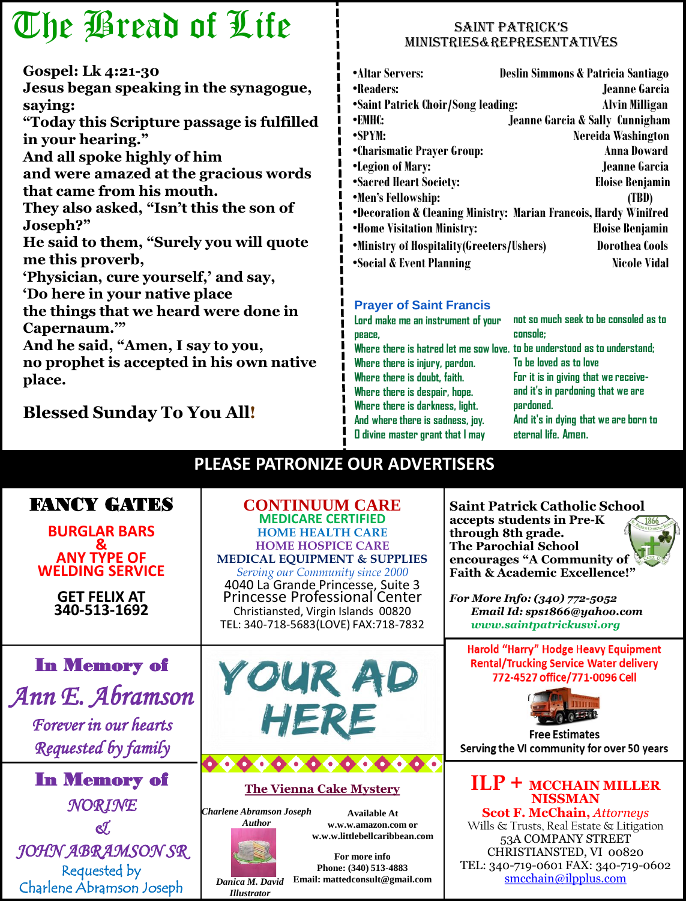# The Bread of Life

**Gospel: Lk 4:21-30**
**Jesus began speaking in the synagogue, saying:**
**"Today this Scripture passage is fulfilled in your hearing."**
**And all spoke highly of him**
**and were amazed at the gracious words that came from his mouth.**
**They also asked, "Isn't this the son of Joseph?"**
**He said to them, "Surely you will quote me this proverb,**
**'Physician, cure yourself,' and say,**
**'Do here in your native place**
**the things that we heard were done in Capernaum.'"**
**And he said, "Amen, I say to you,**
**no prophet is accepted in his own native place.**

**Blessed Sunday To You All!**

## SAINT PATRICK'S MINISTRIES & REPRESENTATIVES

- **Altar Servers:** Deslin Simmons & Patricia Santiago
- **Readers:** Jeanne Garcia
- **Saint Patrick Choir/Song leading:** Alvin Milligan
- **EMHC:** Jeanne Garcia & Sally Cunnigham
- **SPYM:** Nereida Washington
- **Charismatic Prayer Group:** Anna Doward
- **Legion of Mary:** Jeanne Garcia
- **Sacred Heart Society:** Eloise Benjamin
- **Men's Fellowship:** (TBD)
- **Decoration & Cleaning Ministry:** Marian Francois, Hardy Winifred
- **Home Visitation Ministry:** Eloise Benjamin
- **Ministry of Hospitality(Greeters/Ushers)** Dorothea Cools
- **Social & Event Planning** Nicole Vidal

### Prayer of Saint Francis

Lord make me an instrument of your peace,
Where there is hatred let me sow love.
Where there is injury, pardon.
Where there is doubt, faith.
Where there is despair, hope.
Where there is darkness, light.
And where there is sadness, joy.
O divine master grant that I may
not so much seek to be consoled as to console;
to be understood as to understand;
To be loved as to love
For it is in giving that we receive-
and it's in pardoning that we are pardoned.
And it's in dying that we are born to eternal life. Amen.

## PLEASE PATRONIZE OUR ADVERTISERS

**FANCY GATES**
BURGLAR BARS
&
ANY TYPE OF WELDING SERVICE

**GET FELIX AT 340-513-1692**

**CONTINUUM CARE**
MEDICARE CERTIFIED
HOME HEALTH CARE
HOME HOSPICE CARE
MEDICAL EQUIPMENT & SUPPLIES
*Serving our Community since 2000*
4040 La Grande Princesse, Suite 3
Princesse Professional Center
Christiansted, Virgin Islands 00820
TEL: 340-718-5683(LOVE) FAX:718-7832

**Saint Patrick Catholic School accepts students in Pre-K through 8th grade. The Parochial School encourages "A Community of Faith & Academic Excellence!"**

*For More Info: (340) 772-5052*
*Email Id: sps1866@yahoo.com*
*www.saintpatrickusvi.org*

**In Memory of**
*Ann E. Abramson*
*Forever in our hearts*
*Requested by family*

YOUR AD HERE

**Harold "Harry" Hodge Heavy Equipment Rental/Trucking Service Water delivery**
**772-4527 office/771-0096 Cell**
Free Estimates
Serving the VI community for over 50 years

**In Memory of**
*NORINE*
*&*
*JOHN ABRAMSON SR*
Requested by
Charlene Abramson Joseph

**The Vienna Cake Mystery**
*Charlene Abramson Joseph*
*Author*
*Danica M. David*
*Illustrator*
Available At
w.w.w.amazon.com or
w.w.w.littlebellcaribbean.com

For more info
Phone: (340) 513-4883
Email: mattedconsult@gmail.com

**ILP + MCCHAIN MILLER NISSMAN**
**Scot F. McChain,** *Attorneys*
Wills & Trusts, Real Estate & Litigation
53A COMPANY STREET
CHRISTIANSTED, VI 00820
TEL: 340-719-0601 FAX: 340-719-0602
smcchain@ilpplus.com